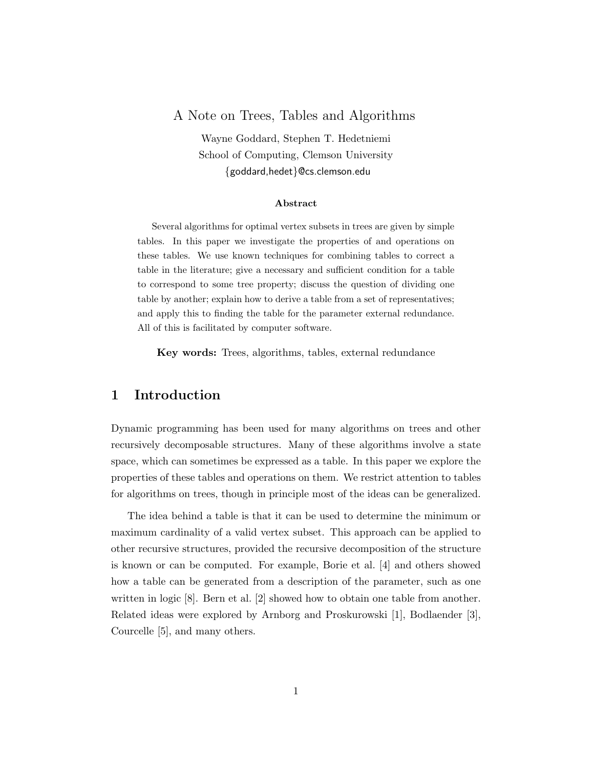# A Note on Trees, Tables and Algorithms

Wayne Goddard, Stephen T. Hedetniemi
School of Computing, Clemson University
{goddard,hedet}@cs.clemson.edu

**Abstract**

Several algorithms for optimal vertex subsets in trees are given by simple tables. In this paper we investigate the properties of and operations on these tables. We use known techniques for combining tables to correct a table in the literature; give a necessary and sufficient condition for a table to correspond to some tree property; discuss the question of dividing one table by another; explain how to derive a table from a set of representatives; and apply this to finding the table for the parameter external redundance. All of this is facilitated by computer software.

**Key words:** Trees, algorithms, tables, external redundance

## 1 Introduction

Dynamic programming has been used for many algorithms on trees and other recursively decomposable structures. Many of these algorithms involve a state space, which can sometimes be expressed as a table. In this paper we explore the properties of these tables and operations on them. We restrict attention to tables for algorithms on trees, though in principle most of the ideas can be generalized.

The idea behind a table is that it can be used to determine the minimum or maximum cardinality of a valid vertex subset. This approach can be applied to other recursive structures, provided the recursive decomposition of the structure is known or can be computed. For example, Borie et al. [4] and others showed how a table can be generated from a description of the parameter, such as one written in logic [8]. Bern et al. [2] showed how to obtain one table from another. Related ideas were explored by Arnborg and Proskurowski [1], Bodlaender [3], Courcelle [5], and many others.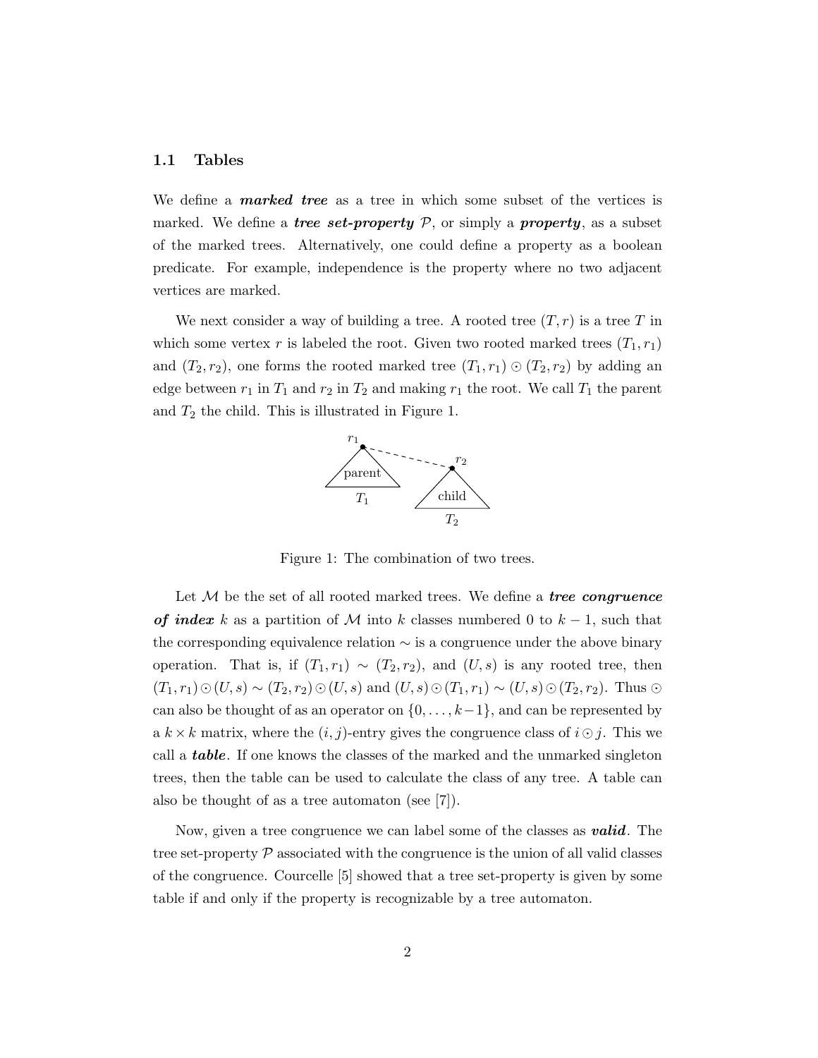### 1.1 Tables

We define a ***marked tree*** as a tree in which some subset of the vertices is marked. We define a ***tree set-property*** $\mathcal{P}$, or simply a ***property***, as a subset of the marked trees. Alternatively, one could define a property as a boolean predicate. For example, independence is the property where no two adjacent vertices are marked.

We next consider a way of building a tree. A rooted tree $(T, r)$ is a tree $T$ in which some vertex $r$ is labeled the root. Given two rooted marked trees $(T_1, r_1)$ and $(T_2, r_2)$, one forms the rooted marked tree $(T_1, r_1) \odot (T_2, r_2)$ by adding an edge between $r_1$ in $T_1$ and $r_2$ in $T_2$ and making $r_1$ the root. We call $T_1$ the parent and $T_2$ the child. This is illustrated in Figure 1.

Figure 1: The combination of two trees.

Let $\mathcal{M}$ be the set of all rooted marked trees. We define a ***tree congruence of index*** $k$ as a partition of $\mathcal{M}$ into $k$ classes numbered 0 to $k-1$, such that the corresponding equivalence relation $\sim$ is a congruence under the above binary operation. That is, if $(T_1, r_1) \sim (T_2, r_2)$, and $(U, s)$ is any rooted tree, then $(T_1, r_1) \odot (U, s) \sim (T_2, r_2) \odot (U, s)$ and $(U, s) \odot (T_1, r_1) \sim (U, s) \odot (T_2, r_2)$. Thus $\odot$ can also be thought of as an operator on $\{0, \ldots, k-1\}$, and can be represented by a $k \times k$ matrix, where the $(i, j)$-entry gives the congruence class of $i \odot j$. This we call a ***table***. If one knows the classes of the marked and the unmarked singleton trees, then the table can be used to calculate the class of any tree. A table can also be thought of as a tree automaton (see [7]).

Now, given a tree congruence we can label some of the classes as ***valid***. The tree set-property $\mathcal{P}$ associated with the congruence is the union of all valid classes of the congruence. Courcelle [5] showed that a tree set-property is given by some table if and only if the property is recognizable by a tree automaton.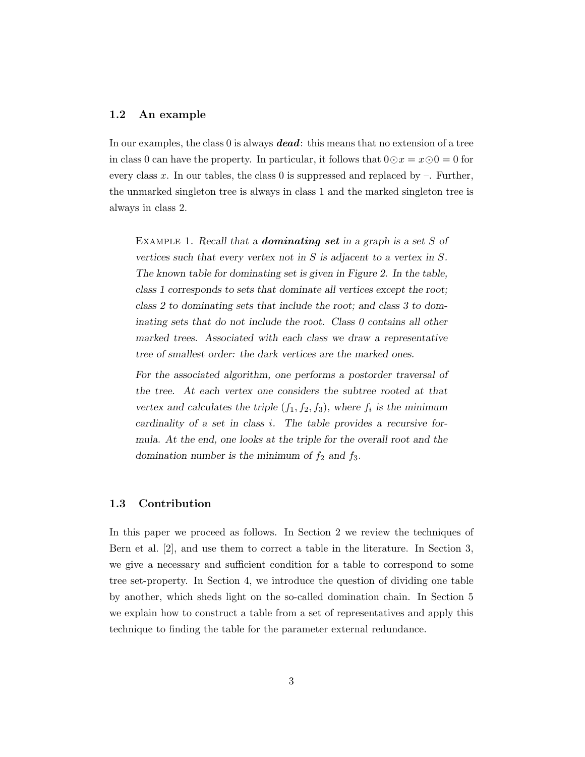### 1.2 An example

In our examples, the class 0 is always ***dead***: this means that no extension of a tree in class 0 can have the property. In particular, it follows that $0 \odot x = x \odot 0 = 0$ for every class $x$. In our tables, the class 0 is suppressed and replaced by –. Further, the unmarked singleton tree is always in class 1 and the marked singleton tree is always in class 2.

> EXAMPLE 1. *Recall that a* ***dominating set*** *in a graph is a set $S$ of vertices such that every vertex not in $S$ is adjacent to a vertex in $S$. The known table for dominating set is given in Figure 2. In the table, class 1 corresponds to sets that dominate all vertices except the root; class 2 to dominating sets that include the root; and class 3 to dominating sets that do not include the root. Class 0 contains all other marked trees. Associated with each class we draw a representative tree of smallest order: the dark vertices are the marked ones.*
>
> *For the associated algorithm, one performs a postorder traversal of the tree. At each vertex one considers the subtree rooted at that vertex and calculates the triple $(f_1, f_2, f_3)$, where $f_i$ is the minimum cardinality of a set in class $i$. The table provides a recursive formula. At the end, one looks at the triple for the overall root and the domination number is the minimum of $f_2$ and $f_3$.*

### 1.3 Contribution

In this paper we proceed as follows. In Section 2 we review the techniques of Bern et al. [2], and use them to correct a table in the literature. In Section 3, we give a necessary and sufficient condition for a table to correspond to some tree set-property. In Section 4, we introduce the question of dividing one table by another, which sheds light on the so-called domination chain. In Section 5 we explain how to construct a table from a set of representatives and apply this technique to finding the table for the parameter external redundance.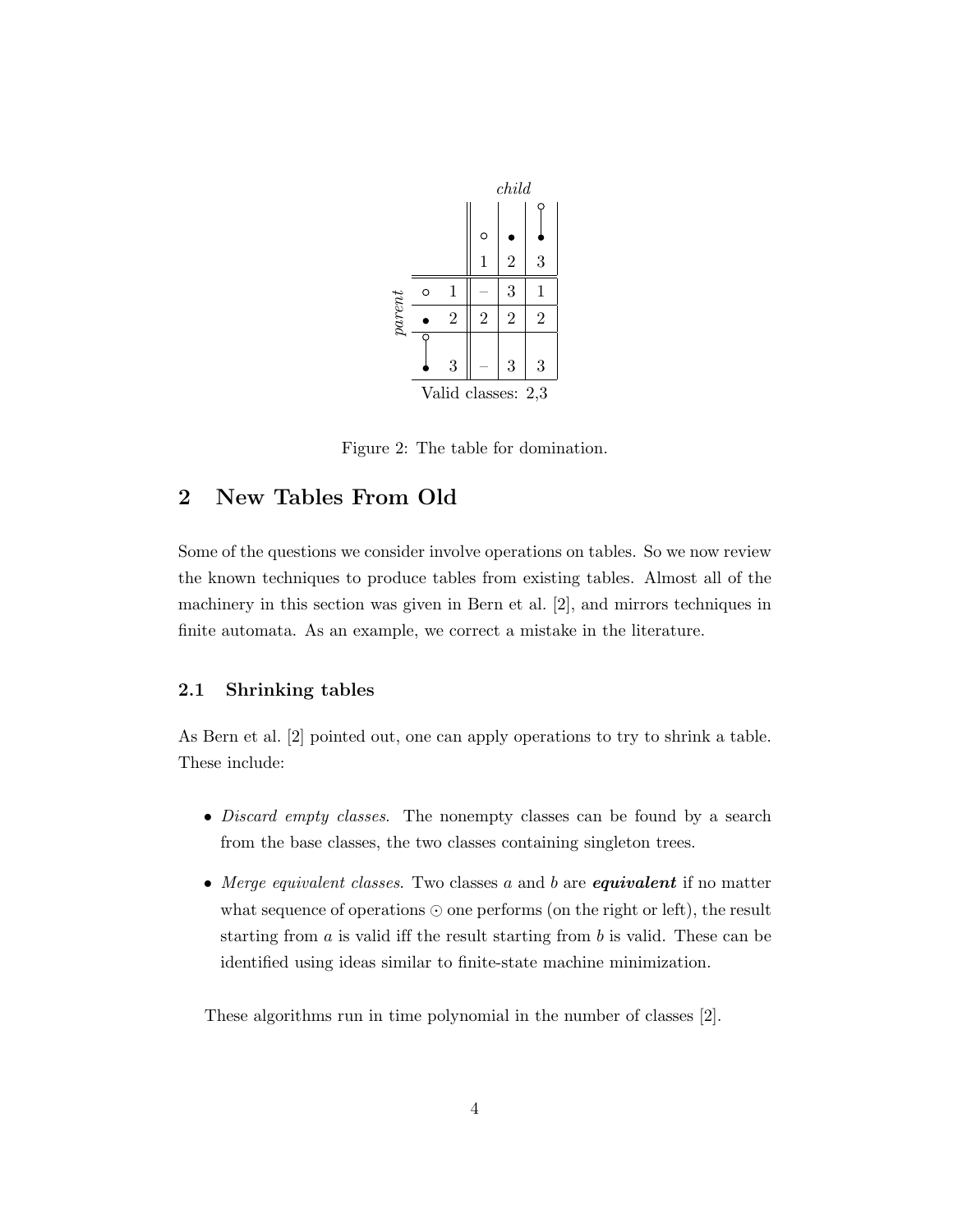|  |  | *child* |  |  |
|---|---|---|---|---|
|  |  | ○ 1 | ● 2 | ○—● 3 |
| *parent* | ○ 1 | – | 3 | 1 |
|  | ● 2 | 2 | 2 | 2 |
|  | ○—● 3 | – | 3 | 3 |

Valid classes: 2,3

Figure 2: The table for domination.

## 2 New Tables From Old

Some of the questions we consider involve operations on tables. So we now review the known techniques to produce tables from existing tables. Almost all of the machinery in this section was given in Bern et al. [2], and mirrors techniques in finite automata. As an example, we correct a mistake in the literature.

### 2.1 Shrinking tables

As Bern et al. [2] pointed out, one can apply operations to try to shrink a table. These include:

- *Discard empty classes*. The nonempty classes can be found by a search from the base classes, the two classes containing singleton trees.
- *Merge equivalent classes*. Two classes $a$ and $b$ are ***equivalent*** if no matter what sequence of operations $\odot$ one performs (on the right or left), the result starting from $a$ is valid iff the result starting from $b$ is valid. These can be identified using ideas similar to finite-state machine minimization.

These algorithms run in time polynomial in the number of classes [2].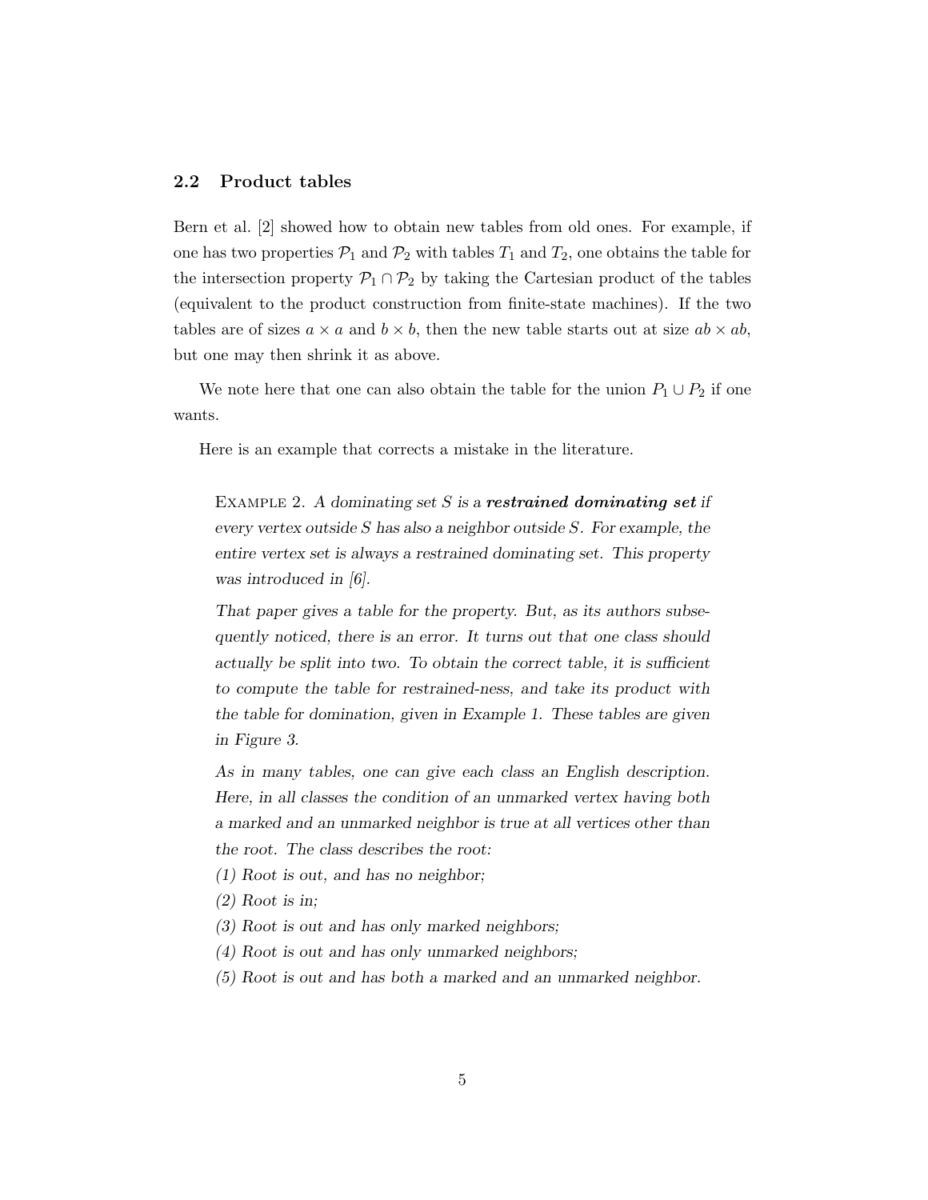### 2.2 Product tables

Bern et al. [2] showed how to obtain new tables from old ones. For example, if one has two properties $\mathcal{P}_1$ and $\mathcal{P}_2$ with tables $T_1$ and $T_2$, one obtains the table for the intersection property $\mathcal{P}_1 \cap \mathcal{P}_2$ by taking the Cartesian product of the tables (equivalent to the product construction from finite-state machines). If the two tables are of sizes $a \times a$ and $b \times b$, then the new table starts out at size $ab \times ab$, but one may then shrink it as above.

We note here that one can also obtain the table for the union $P_1 \cup P_2$ if one wants.

Here is an example that corrects a mistake in the literature.

EXAMPLE 2. *A dominating set $S$ is a **restrained dominating set** if every vertex outside $S$ has also a neighbor outside $S$. For example, the entire vertex set is always a restrained dominating set. This property was introduced in [6].*

*That paper gives a table for the property. But, as its authors subsequently noticed, there is an error. It turns out that one class should actually be split into two. To obtain the correct table, it is sufficient to compute the table for restrained-ness, and take its product with the table for domination, given in Example 1. These tables are given in Figure 3.*

*As in many tables, one can give each class an English description. Here, in all classes the condition of an unmarked vertex having both a marked and an unmarked neighbor is true at all vertices other than the root. The class describes the root:*

*(1) Root is out, and has no neighbor;*

*(2) Root is in;*

*(3) Root is out and has only marked neighbors;*

*(4) Root is out and has only unmarked neighbors;*

*(5) Root is out and has both a marked and an unmarked neighbor.*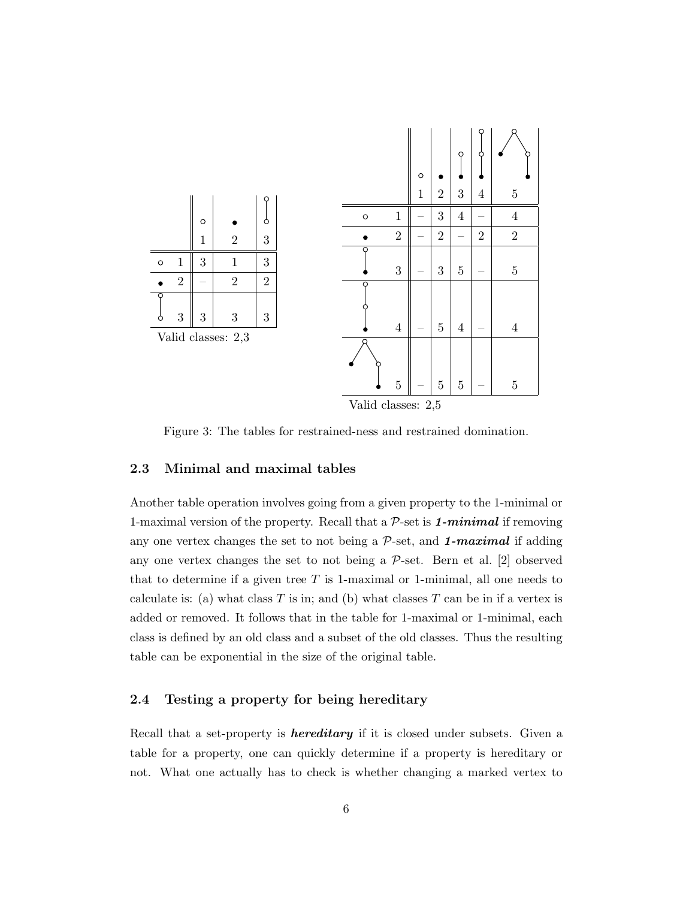|   | 1 | 2 | 3 |
|---|---|---|---|
| 1 | 3 | 1 | 3 |
| 2 | – | 2 | 2 |
| 3 | 3 | 3 | 3 |

Valid classes: 2,3

|   | 1 | 2 | 3 | 4 | 5 |
|---|---|---|---|---|---|
| 1 | – | 3 | 4 | – | 4 |
| 2 | – | 2 | – | 2 | 2 |
| 3 | – | 3 | 5 | – | 5 |
| 4 | – | 5 | 4 | – | 4 |
| 5 | – | 5 | 5 | – | 5 |

Valid classes: 2,5

Figure 3: The tables for restrained-ness and restrained domination.

### 2.3 Minimal and maximal tables

Another table operation involves going from a given property to the 1-minimal or 1-maximal version of the property. Recall that a $\mathcal{P}$-set is ***1-minimal*** if removing any one vertex changes the set to not being a $\mathcal{P}$-set, and ***1-maximal*** if adding any one vertex changes the set to not being a $\mathcal{P}$-set. Bern et al. [2] observed that to determine if a given tree $T$ is 1-maximal or 1-minimal, all one needs to calculate is: (a) what class $T$ is in; and (b) what classes $T$ can be in if a vertex is added or removed. It follows that in the table for 1-maximal or 1-minimal, each class is defined by an old class and a subset of the old classes. Thus the resulting table can be exponential in the size of the original table.

### 2.4 Testing a property for being hereditary

Recall that a set-property is ***hereditary*** if it is closed under subsets. Given a table for a property, one can quickly determine if a property is hereditary or not. What one actually has to check is whether changing a marked vertex to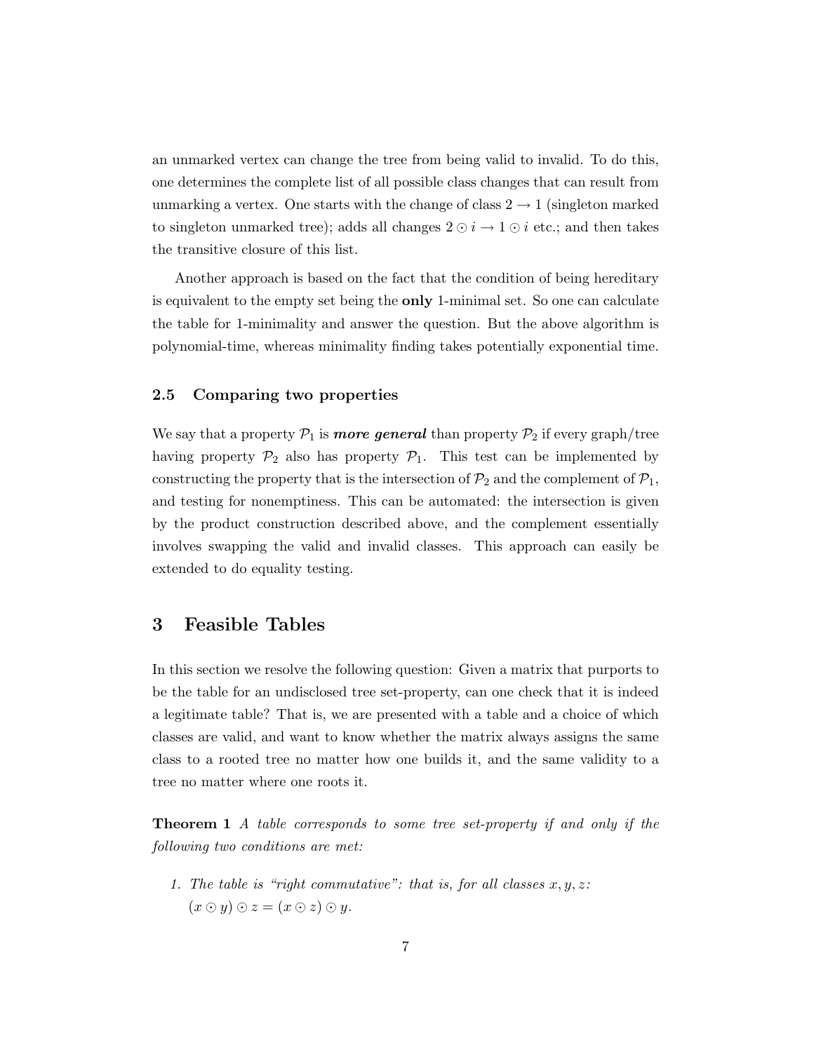an unmarked vertex can change the tree from being valid to invalid. To do this, one determines the complete list of all possible class changes that can result from unmarking a vertex. One starts with the change of class $2 \to 1$ (singleton marked to singleton unmarked tree); adds all changes $2 \odot i \to 1 \odot i$ etc.; and then takes the transitive closure of this list.

Another approach is based on the fact that the condition of being hereditary is equivalent to the empty set being the **only** 1-minimal set. So one can calculate the table for 1-minimality and answer the question. But the above algorithm is polynomial-time, whereas minimality finding takes potentially exponential time.

### 2.5 Comparing two properties

We say that a property $\mathcal{P}_1$ is ***more general*** than property $\mathcal{P}_2$ if every graph/tree having property $\mathcal{P}_2$ also has property $\mathcal{P}_1$. This test can be implemented by constructing the property that is the intersection of $\mathcal{P}_2$ and the complement of $\mathcal{P}_1$, and testing for nonemptiness. This can be automated: the intersection is given by the product construction described above, and the complement essentially involves swapping the valid and invalid classes. This approach can easily be extended to do equality testing.

## 3 Feasible Tables

In this section we resolve the following question: Given a matrix that purports to be the table for an undisclosed tree set-property, can one check that it is indeed a legitimate table? That is, we are presented with a table and a choice of which classes are valid, and want to know whether the matrix always assigns the same class to a rooted tree no matter how one builds it, and the same validity to a tree no matter where one roots it.

**Theorem 1** *A table corresponds to some tree set-property if and only if the following two conditions are met:*

1. *The table is "right commutative": that is, for all classes $x, y, z$:* $(x \odot y) \odot z = (x \odot z) \odot y$.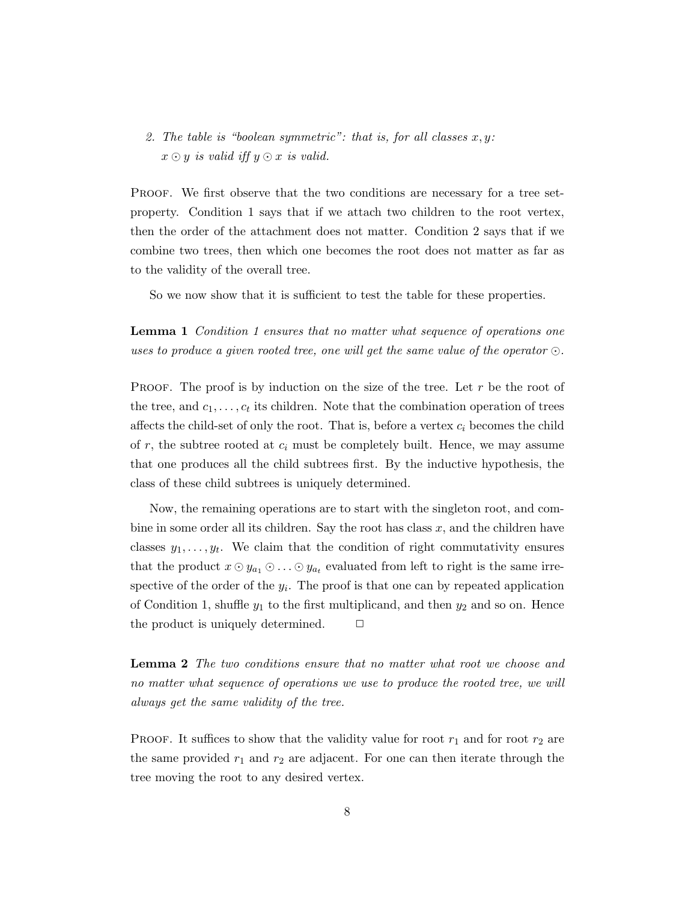2. *The table is "boolean symmetric": that is, for all classes $x, y$: $x \odot y$ is valid iff $y \odot x$ is valid.*

Proof. We first observe that the two conditions are necessary for a tree set-property. Condition 1 says that if we attach two children to the root vertex, then the order of the attachment does not matter. Condition 2 says that if we combine two trees, then which one becomes the root does not matter as far as to the validity of the overall tree.

So we now show that it is sufficient to test the table for these properties.

**Lemma 1** *Condition 1 ensures that no matter what sequence of operations one uses to produce a given rooted tree, one will get the same value of the operator $\odot$.*

Proof. The proof is by induction on the size of the tree. Let $r$ be the root of the tree, and $c_1, \ldots, c_t$ its children. Note that the combination operation of trees affects the child-set of only the root. That is, before a vertex $c_i$ becomes the child of $r$, the subtree rooted at $c_i$ must be completely built. Hence, we may assume that one produces all the child subtrees first. By the inductive hypothesis, the class of these child subtrees is uniquely determined.

Now, the remaining operations are to start with the singleton root, and combine in some order all its children. Say the root has class $x$, and the children have classes $y_1, \ldots, y_t$. We claim that the condition of right commutativity ensures that the product $x \odot y_{a_1} \odot \ldots \odot y_{a_t}$ evaluated from left to right is the same irrespective of the order of the $y_i$. The proof is that one can by repeated application of Condition 1, shuffle $y_1$ to the first multiplicand, and then $y_2$ and so on. Hence the product is uniquely determined. □

**Lemma 2** *The two conditions ensure that no matter what root we choose and no matter what sequence of operations we use to produce the rooted tree, we will always get the same validity of the tree.*

Proof. It suffices to show that the validity value for root $r_1$ and for root $r_2$ are the same provided $r_1$ and $r_2$ are adjacent. For one can then iterate through the tree moving the root to any desired vertex.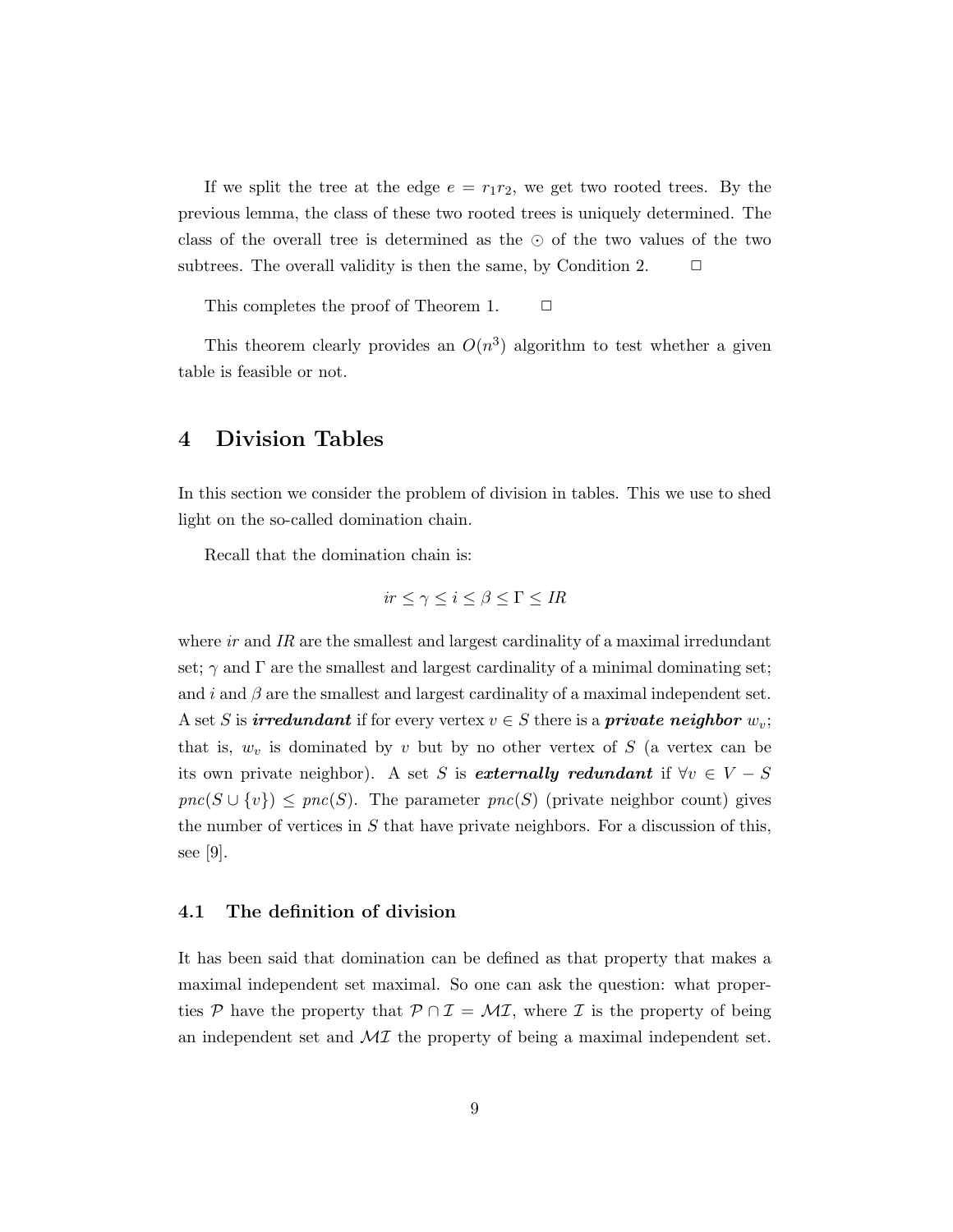If we split the tree at the edge $e = r_1 r_2$, we get two rooted trees. By the previous lemma, the class of these two rooted trees is uniquely determined. The class of the overall tree is determined as the $\odot$ of the two values of the two subtrees. The overall validity is then the same, by Condition 2. $\Box$

This completes the proof of Theorem 1. $\Box$

This theorem clearly provides an $O(n^3)$ algorithm to test whether a given table is feasible or not.

## 4 Division Tables

In this section we consider the problem of division in tables. This we use to shed light on the so-called domination chain.

Recall that the domination chain is:

$$ir \leq \gamma \leq i \leq \beta \leq \Gamma \leq IR$$

where $ir$ and $IR$ are the smallest and largest cardinality of a maximal irredundant set; $\gamma$ and $\Gamma$ are the smallest and largest cardinality of a minimal dominating set; and $i$ and $\beta$ are the smallest and largest cardinality of a maximal independent set. A set $S$ is ***irredundant*** if for every vertex $v \in S$ there is a ***private neighbor*** $w_v$; that is, $w_v$ is dominated by $v$ but by no other vertex of $S$ (a vertex can be its own private neighbor). A set $S$ is ***externally redundant*** if $\forall v \in V - S$ $pnc(S \cup \{v\}) \leq pnc(S)$. The parameter $pnc(S)$ (private neighbor count) gives the number of vertices in $S$ that have private neighbors. For a discussion of this, see [9].

### 4.1 The definition of division

It has been said that domination can be defined as that property that makes a maximal independent set maximal. So one can ask the question: what properties $\mathcal{P}$ have the property that $\mathcal{P} \cap \mathcal{I} = \mathcal{MI}$, where $\mathcal{I}$ is the property of being an independent set and $\mathcal{MI}$ the property of being a maximal independent set.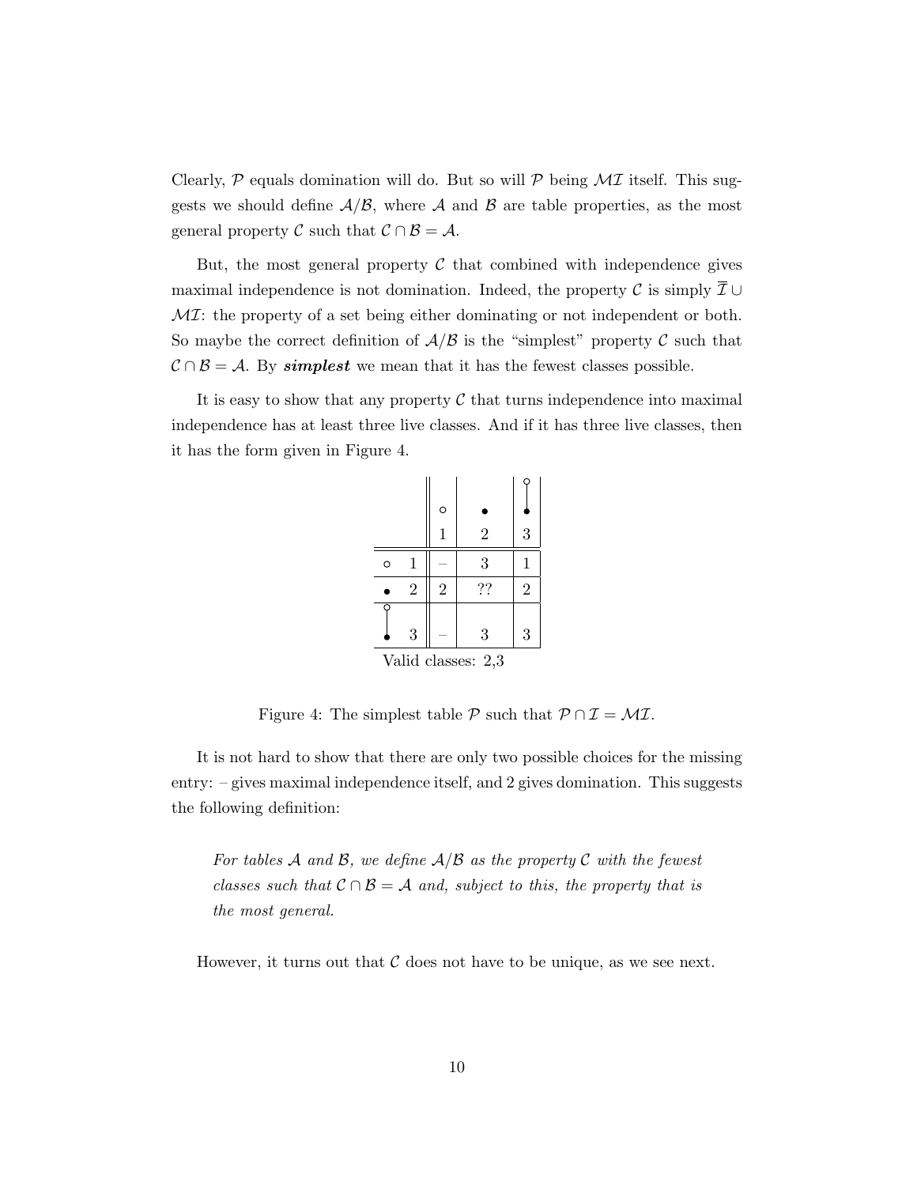Clearly, $\mathcal{P}$ equals domination will do. But so will $\mathcal{P}$ being $\mathcal{MI}$ itself. This suggests we should define $\mathcal{A}/\mathcal{B}$, where $\mathcal{A}$ and $\mathcal{B}$ are table properties, as the most general property $\mathcal{C}$ such that $\mathcal{C} \cap \mathcal{B} = \mathcal{A}$.

But, the most general property $\mathcal{C}$ that combined with independence gives maximal independence is not domination. Indeed, the property $\mathcal{C}$ is simply $\overline{\mathcal{I}} \cup \mathcal{MI}$: the property of a set being either dominating or not independent or both. So maybe the correct definition of $\mathcal{A}/\mathcal{B}$ is the "simplest" property $\mathcal{C}$ such that $\mathcal{C} \cap \mathcal{B} = \mathcal{A}$. By ***simplest*** we mean that it has the fewest classes possible.

It is easy to show that any property $\mathcal{C}$ that turns independence into maximal independence has at least three live classes. And if it has three live classes, then it has the form given in Figure 4.

| | ∘ 1 | • 2 | ∘–• 3 |
|---|---|---|---|
| ∘ 1 | – | 3 | 1 |
| • 2 | 2 | ?? | 2 |
| ∘–• 3 | – | 3 | 3 |

Valid classes: 2,3

Figure 4: The simplest table $\mathcal{P}$ such that $\mathcal{P} \cap \mathcal{I} = \mathcal{MI}$.

It is not hard to show that there are only two possible choices for the missing entry: – gives maximal independence itself, and 2 gives domination. This suggests the following definition:

> *For tables $\mathcal{A}$ and $\mathcal{B}$, we define $\mathcal{A}/\mathcal{B}$ as the property $\mathcal{C}$ with the fewest classes such that $\mathcal{C} \cap \mathcal{B} = \mathcal{A}$ and, subject to this, the property that is the most general.*

However, it turns out that $\mathcal{C}$ does not have to be unique, as we see next.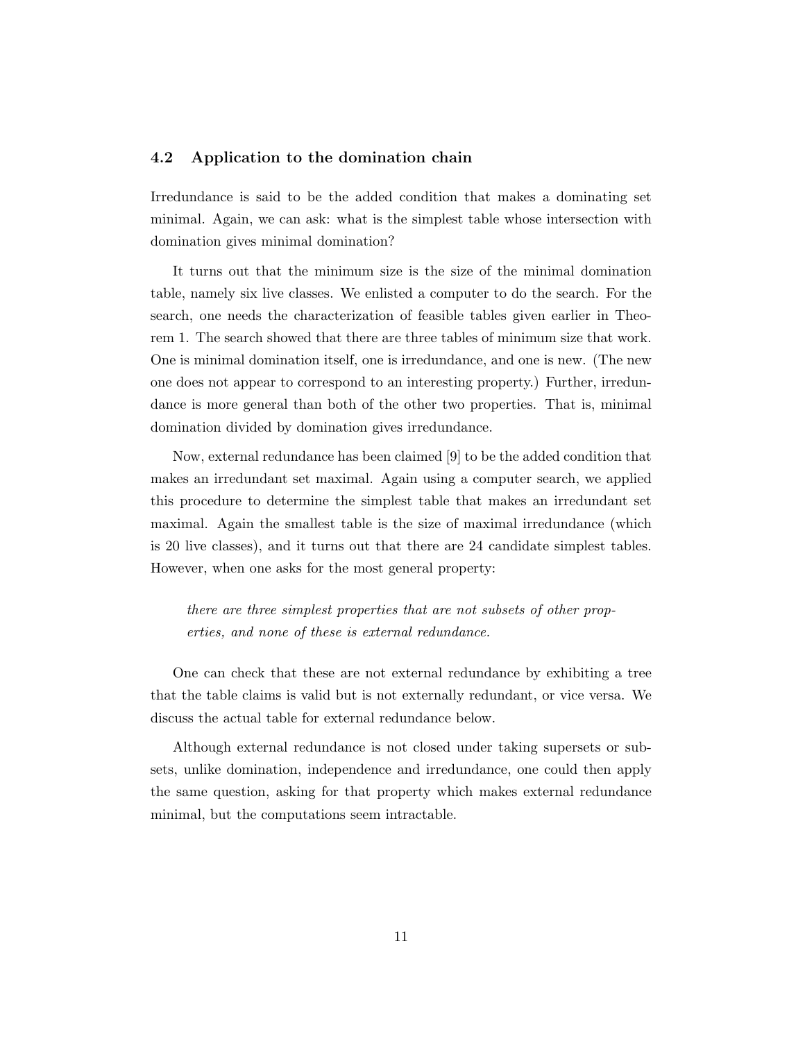### 4.2 Application to the domination chain

Irredundance is said to be the added condition that makes a dominating set minimal. Again, we can ask: what is the simplest table whose intersection with domination gives minimal domination?

It turns out that the minimum size is the size of the minimal domination table, namely six live classes. We enlisted a computer to do the search. For the search, one needs the characterization of feasible tables given earlier in Theorem 1. The search showed that there are three tables of minimum size that work. One is minimal domination itself, one is irredundance, and one is new. (The new one does not appear to correspond to an interesting property.) Further, irredundance is more general than both of the other two properties. That is, minimal domination divided by domination gives irredundance.

Now, external redundance has been claimed [9] to be the added condition that makes an irredundant set maximal. Again using a computer search, we applied this procedure to determine the simplest table that makes an irredundant set maximal. Again the smallest table is the size of maximal irredundance (which is 20 live classes), and it turns out that there are 24 candidate simplest tables. However, when one asks for the most general property:

> *there are three simplest properties that are not subsets of other properties, and none of these is external redundance.*

One can check that these are not external redundance by exhibiting a tree that the table claims is valid but is not externally redundant, or vice versa. We discuss the actual table for external redundance below.

Although external redundance is not closed under taking supersets or subsets, unlike domination, independence and irredundance, one could then apply the same question, asking for that property which makes external redundance minimal, but the computations seem intractable.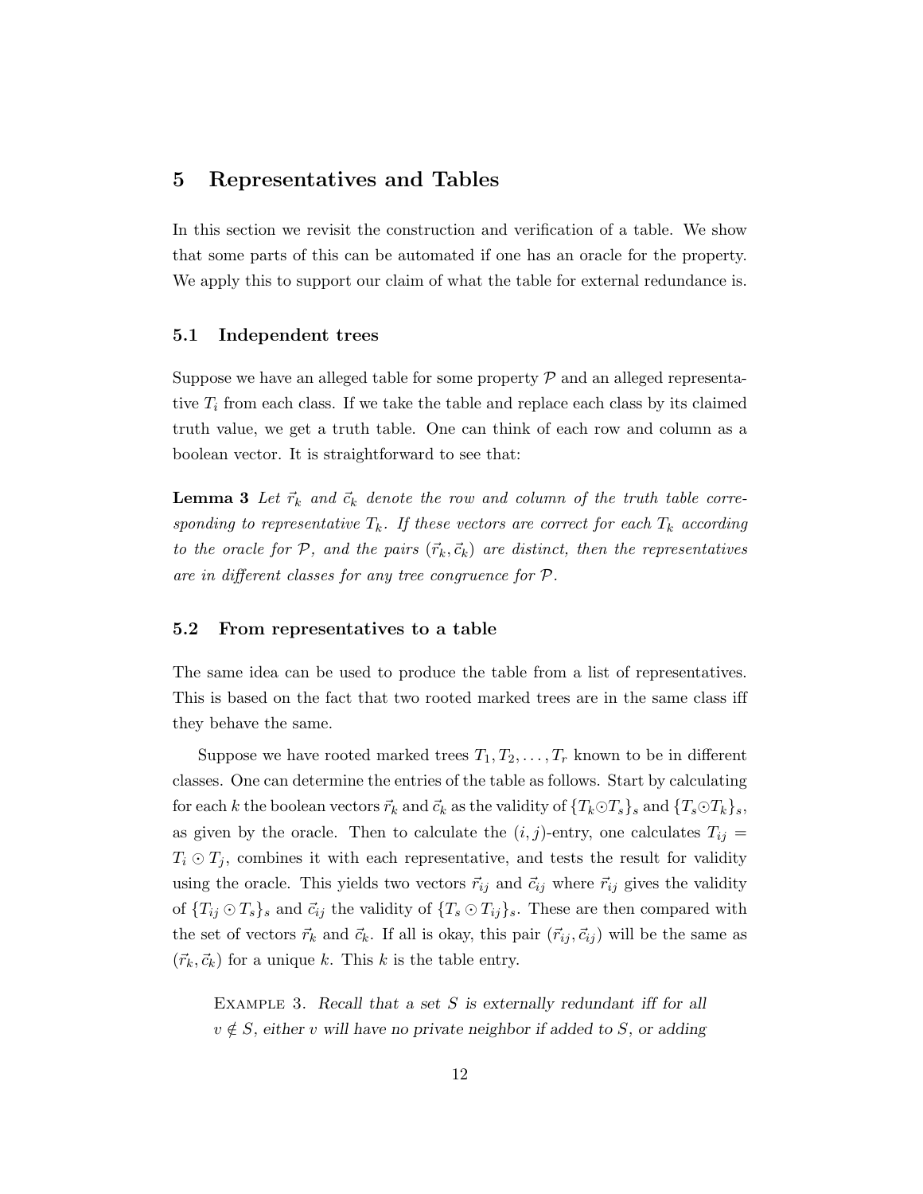# 5 Representatives and Tables

In this section we revisit the construction and verification of a table. We show that some parts of this can be automated if one has an oracle for the property. We apply this to support our claim of what the table for external redundance is.

## 5.1 Independent trees

Suppose we have an alleged table for some property $\mathcal{P}$ and an alleged representative $T_i$ from each class. If we take the table and replace each class by its claimed truth value, we get a truth table. One can think of each row and column as a boolean vector. It is straightforward to see that:

**Lemma 3** *Let $\vec{r}_k$ and $\vec{c}_k$ denote the row and column of the truth table corresponding to representative $T_k$. If these vectors are correct for each $T_k$ according to the oracle for $\mathcal{P}$, and the pairs $(\vec{r}_k, \vec{c}_k)$ are distinct, then the representatives are in different classes for any tree congruence for $\mathcal{P}$.*

## 5.2 From representatives to a table

The same idea can be used to produce the table from a list of representatives. This is based on the fact that two rooted marked trees are in the same class iff they behave the same.

Suppose we have rooted marked trees $T_1, T_2, \ldots, T_r$ known to be in different classes. One can determine the entries of the table as follows. Start by calculating for each $k$ the boolean vectors $\vec{r}_k$ and $\vec{c}_k$ as the validity of $\{T_k \odot T_s\}_s$ and $\{T_s \odot T_k\}_s$, as given by the oracle. Then to calculate the $(i, j)$-entry, one calculates $T_{ij} = T_i \odot T_j$, combines it with each representative, and tests the result for validity using the oracle. This yields two vectors $\vec{r}_{ij}$ and $\vec{c}_{ij}$ where $\vec{r}_{ij}$ gives the validity of $\{T_{ij} \odot T_s\}_s$ and $\vec{c}_{ij}$ the validity of $\{T_s \odot T_{ij}\}_s$. These are then compared with the set of vectors $\vec{r}_k$ and $\vec{c}_k$. If all is okay, this pair $(\vec{r}_{ij}, \vec{c}_{ij})$ will be the same as $(\vec{r}_k, \vec{c}_k)$ for a unique $k$. This $k$ is the table entry.

> Example 3. *Recall that a set $S$ is externally redundant iff for all $v \notin S$, either $v$ will have no private neighbor if added to $S$, or adding*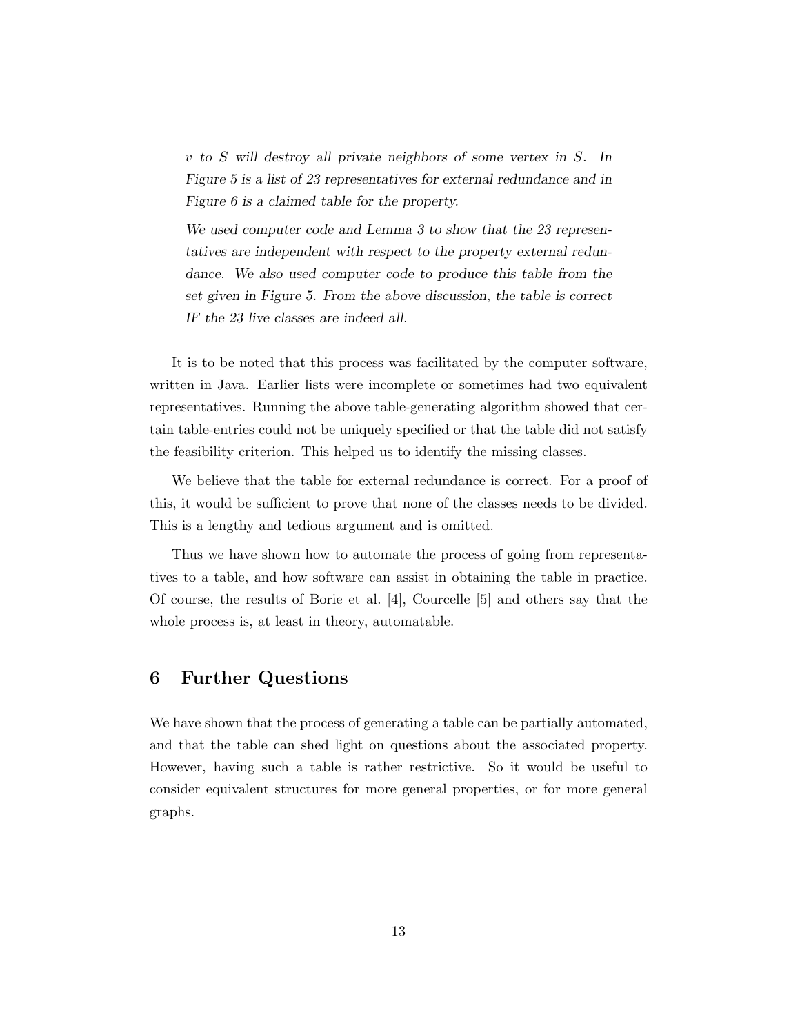*$v$ to $S$ will destroy all private neighbors of some vertex in $S$. In Figure 5 is a list of 23 representatives for external redundance and in Figure 6 is a claimed table for the property.*

*We used computer code and Lemma 3 to show that the 23 representatives are independent with respect to the property external redundance. We also used computer code to produce this table from the set given in Figure 5. From the above discussion, the table is correct IF the 23 live classes are indeed all.*

It is to be noted that this process was facilitated by the computer software, written in Java. Earlier lists were incomplete or sometimes had two equivalent representatives. Running the above table-generating algorithm showed that certain table-entries could not be uniquely specified or that the table did not satisfy the feasibility criterion. This helped us to identify the missing classes.

We believe that the table for external redundance is correct. For a proof of this, it would be sufficient to prove that none of the classes needs to be divided. This is a lengthy and tedious argument and is omitted.

Thus we have shown how to automate the process of going from representatives to a table, and how software can assist in obtaining the table in practice. Of course, the results of Borie et al. [4], Courcelle [5] and others say that the whole process is, at least in theory, automatable.

## 6 Further Questions

We have shown that the process of generating a table can be partially automated, and that the table can shed light on questions about the associated property. However, having such a table is rather restrictive. So it would be useful to consider equivalent structures for more general properties, or for more general graphs.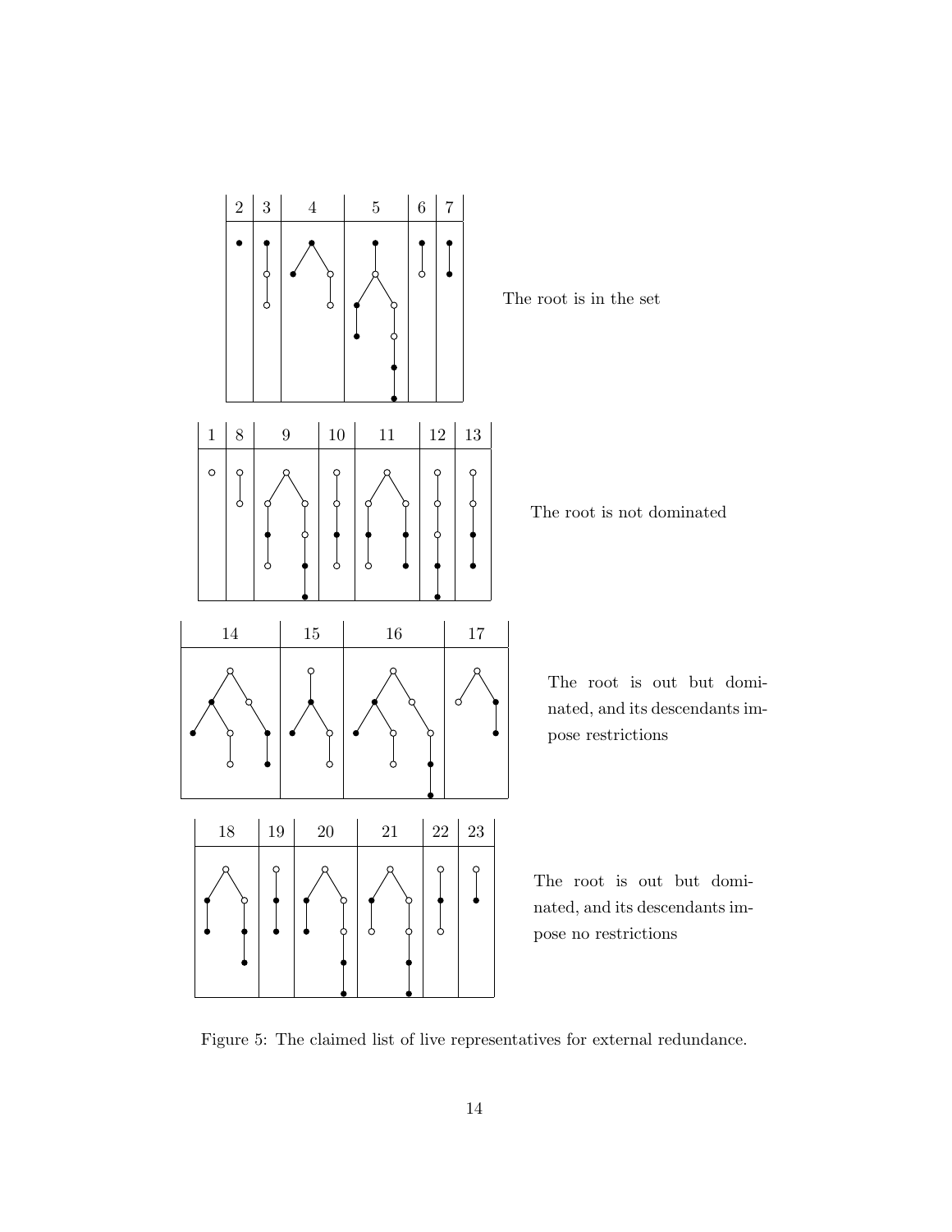| 2 | 3 | 4 | 5 | 6 | 7 |
|---|---|---|---|---|---|

The root is in the set

| 1 | 8 | 9 | 10 | 11 | 12 | 13 |
|---|---|---|---|---|---|---|

The root is not dominated

| 14 | 15 | 16 | 17 |
|---|---|---|---|

The root is out but dominated, and its descendants impose restrictions

| 18 | 19 | 20 | 21 | 22 | 23 |
|---|---|---|---|---|---|

The root is out but dominated, and its descendants impose no restrictions

Figure 5: The claimed list of live representatives for external redundance.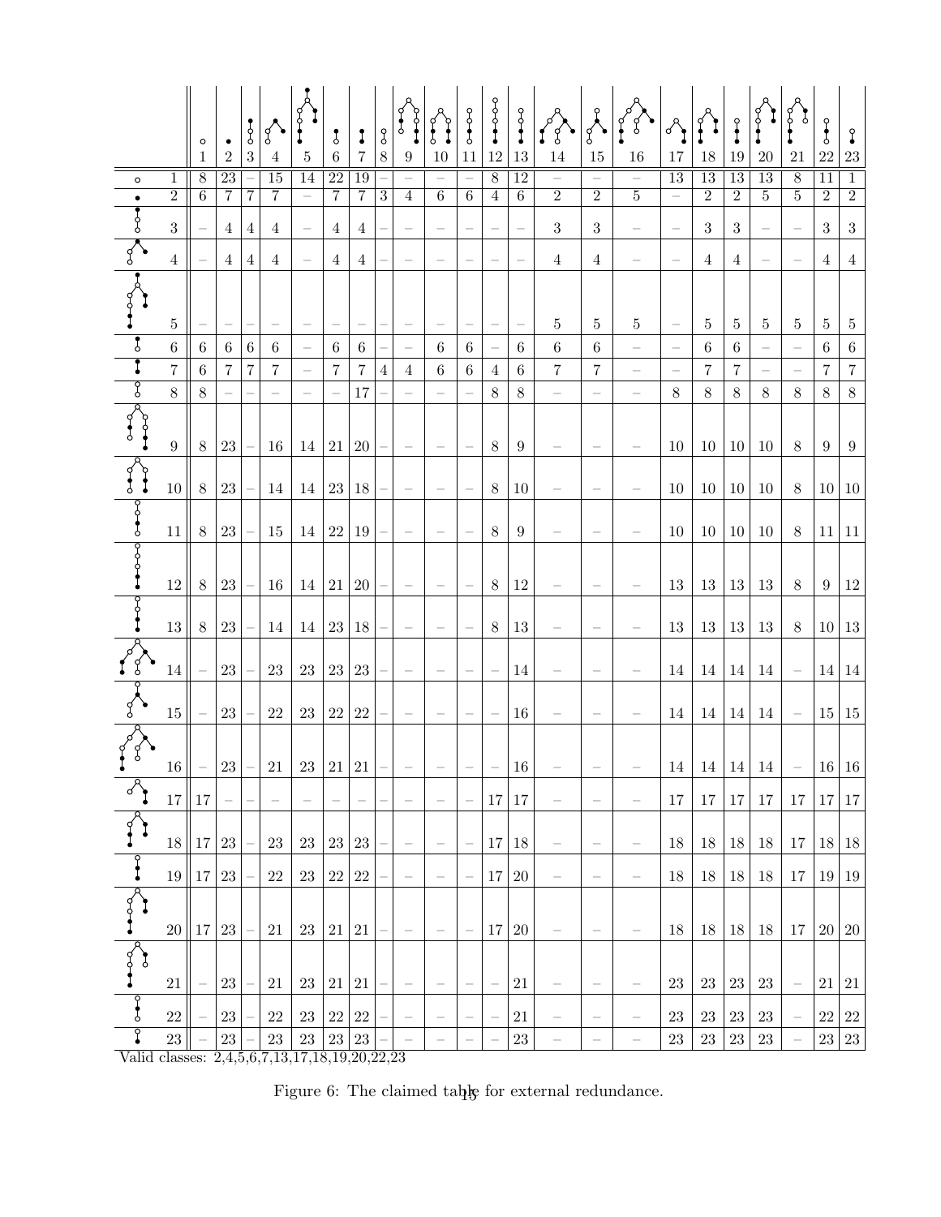| | 1 | 2 | 3 | 4 | 5 | 6 | 7 | 8 | 9 | 10 | 11 | 12 | 13 | 14 | 15 | 16 | 17 | 18 | 19 | 20 | 21 | 22 | 23 |
|---|---|---|---|---|---|---|---|---|---|---|---|---|---|---|---|---|---|---|---|---|---|---|---|
| 1 | 8 | 23 | – | 15 | 14 | 22 | 19 | – | – | – | – | 8 | 12 | – | – | – | 13 | 13 | 13 | 13 | 8 | 11 | 1 |
| 2 | 6 | 7 | 7 | 7 | – | 7 | 7 | 3 | 4 | 6 | 6 | 4 | 6 | 2 | 2 | 5 | – | 2 | 2 | 5 | 5 | 2 | 2 |
| 3 | – | 4 | 4 | 4 | – | 4 | 4 | – | – | – | – | – | – | 3 | 3 | – | – | 3 | 3 | – | – | 3 | 3 |
| 4 | – | 4 | 4 | 4 | – | 4 | 4 | – | – | – | – | – | – | 4 | 4 | – | – | 4 | 4 | – | – | 4 | 4 |
| 5 | – | – | – | – | – | – | – | – | – | – | – | – | – | 5 | 5 | 5 | – | 5 | 5 | 5 | 5 | 5 | 5 |
| 6 | 6 | 6 | 6 | 6 | – | 6 | 6 | – | – | 6 | 6 | – | 6 | 6 | 6 | – | – | 6 | 6 | – | – | 6 | 6 |
| 7 | 6 | 7 | 7 | 7 | – | 7 | 7 | 4 | 4 | 6 | 6 | 4 | 6 | 7 | 7 | – | – | 7 | 7 | – | – | 7 | 7 |
| 8 | 8 | – | – | – | – | – | 17 | – | – | – | – | 8 | 8 | – | – | – | 8 | 8 | 8 | 8 | 8 | 8 | 8 |
| 9 | 8 | 23 | – | 16 | 14 | 21 | 20 | – | – | – | – | 8 | 9 | – | – | – | 10 | 10 | 10 | 10 | 8 | 9 | 9 |
| 10 | 8 | 23 | – | 14 | 14 | 23 | 18 | – | – | – | – | 8 | 10 | – | – | – | 10 | 10 | 10 | 10 | 8 | 10 | 10 |
| 11 | 8 | 23 | – | 15 | 14 | 22 | 19 | – | – | – | – | 8 | 9 | – | – | – | 10 | 10 | 10 | 10 | 8 | 11 | 11 |
| 12 | 8 | 23 | – | 16 | 14 | 21 | 20 | – | – | – | – | 8 | 12 | – | – | – | 13 | 13 | 13 | 13 | 8 | 9 | 12 |
| 13 | 8 | 23 | – | 14 | 14 | 23 | 18 | – | – | – | – | 8 | 13 | – | – | – | 13 | 13 | 13 | 13 | 8 | 10 | 13 |
| 14 | – | 23 | – | 23 | 23 | 23 | 23 | – | – | – | – | – | 14 | – | – | – | 14 | 14 | 14 | 14 | – | 14 | 14 |
| 15 | – | 23 | – | 22 | 23 | 22 | 22 | – | – | – | – | – | 16 | – | – | – | 14 | 14 | 14 | 14 | – | 15 | 15 |
| 16 | – | 23 | – | 21 | 23 | 21 | 21 | – | – | – | – | – | 16 | – | – | – | 14 | 14 | 14 | 14 | – | 16 | 16 |
| 17 | 17 | – | – | – | – | – | – | – | – | – | – | 17 | 17 | – | – | – | 17 | 17 | 17 | 17 | 17 | 17 | 17 |
| 18 | 17 | 23 | – | 23 | 23 | 23 | 23 | – | – | – | – | 17 | 18 | – | – | – | 18 | 18 | 18 | 18 | 17 | 18 | 18 |
| 19 | 17 | 23 | – | 22 | 23 | 22 | 22 | – | – | – | – | 17 | 20 | – | – | – | 18 | 18 | 18 | 18 | 17 | 19 | 19 |
| 20 | 17 | 23 | – | 21 | 23 | 21 | 21 | – | – | – | – | 17 | 20 | – | – | – | 18 | 18 | 18 | 18 | 17 | 20 | 20 |
| 21 | – | 23 | – | 21 | 23 | 21 | 21 | – | – | – | – | – | 21 | – | – | – | 23 | 23 | 23 | 23 | – | 21 | 21 |
| 22 | – | 23 | – | 22 | 23 | 22 | 22 | – | – | – | – | – | 21 | – | – | – | 23 | 23 | 23 | 23 | – | 22 | 22 |
| 23 | – | 23 | – | 23 | 23 | 23 | 23 | – | – | – | – | – | 23 | – | – | – | 23 | 23 | 23 | 23 | – | 23 | 23 |

Valid classes: 2,4,5,6,7,13,17,18,19,20,22,23

Figure 6: The claimed table for external redundance.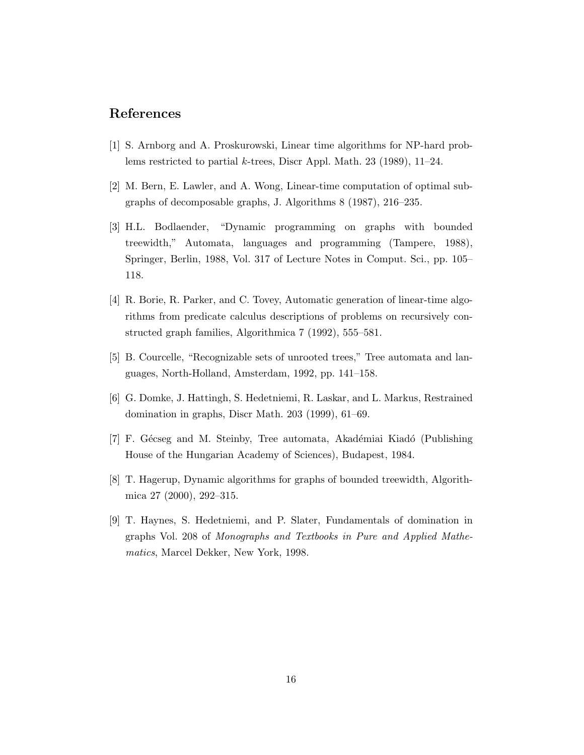## References

[1] S. Arnborg and A. Proskurowski, Linear time algorithms for NP-hard problems restricted to partial $k$-trees, Discr Appl. Math. 23 (1989), 11–24.

[2] M. Bern, E. Lawler, and A. Wong, Linear-time computation of optimal subgraphs of decomposable graphs, J. Algorithms 8 (1987), 216–235.

[3] H.L. Bodlaender, "Dynamic programming on graphs with bounded treewidth," Automata, languages and programming (Tampere, 1988), Springer, Berlin, 1988, Vol. 317 of Lecture Notes in Comput. Sci., pp. 105–118.

[4] R. Borie, R. Parker, and C. Tovey, Automatic generation of linear-time algorithms from predicate calculus descriptions of problems on recursively constructed graph families, Algorithmica 7 (1992), 555–581.

[5] B. Courcelle, "Recognizable sets of unrooted trees," Tree automata and languages, North-Holland, Amsterdam, 1992, pp. 141–158.

[6] G. Domke, J. Hattingh, S. Hedetniemi, R. Laskar, and L. Markus, Restrained domination in graphs, Discr Math. 203 (1999), 61–69.

[7] F. Gécseg and M. Steinby, Tree automata, Akadémiai Kiadó (Publishing House of the Hungarian Academy of Sciences), Budapest, 1984.

[8] T. Hagerup, Dynamic algorithms for graphs of bounded treewidth, Algorithmica 27 (2000), 292–315.

[9] T. Haynes, S. Hedetniemi, and P. Slater, Fundamentals of domination in graphs Vol. 208 of *Monographs and Textbooks in Pure and Applied Mathematics*, Marcel Dekker, New York, 1998.